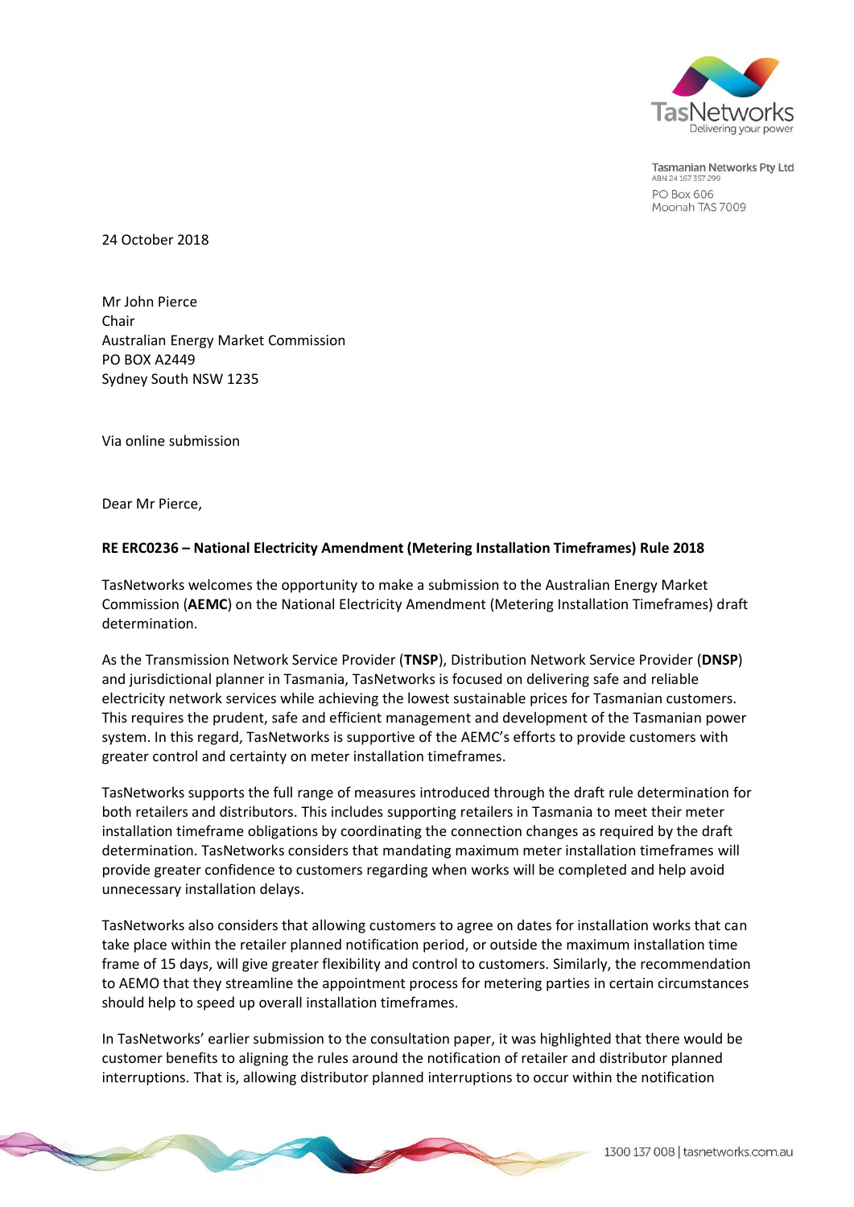TasNetworks
Delivering your power

Tasmanian Networks Pty Ltd
ABN 24 167 357 299
PO Box 606
Moonah TAS 7009

24 October 2018

Mr John Pierce
Chair
Australian Energy Market Commission
PO BOX A2449
Sydney South NSW 1235

Via online submission

Dear Mr Pierce,

**RE ERC0236 – National Electricity Amendment (Metering Installation Timeframes) Rule 2018**

TasNetworks welcomes the opportunity to make a submission to the Australian Energy Market Commission (**AEMC**) on the National Electricity Amendment (Metering Installation Timeframes) draft determination.

As the Transmission Network Service Provider (**TNSP**), Distribution Network Service Provider (**DNSP**) and jurisdictional planner in Tasmania, TasNetworks is focused on delivering safe and reliable electricity network services while achieving the lowest sustainable prices for Tasmanian customers. This requires the prudent, safe and efficient management and development of the Tasmanian power system. In this regard, TasNetworks is supportive of the AEMC's efforts to provide customers with greater control and certainty on meter installation timeframes.

TasNetworks supports the full range of measures introduced through the draft rule determination for both retailers and distributors. This includes supporting retailers in Tasmania to meet their meter installation timeframe obligations by coordinating the connection changes as required by the draft determination. TasNetworks considers that mandating maximum meter installation timeframes will provide greater confidence to customers regarding when works will be completed and help avoid unnecessary installation delays.

TasNetworks also considers that allowing customers to agree on dates for installation works that can take place within the retailer planned notification period, or outside the maximum installation time frame of 15 days, will give greater flexibility and control to customers. Similarly, the recommendation to AEMO that they streamline the appointment process for metering parties in certain circumstances should help to speed up overall installation timeframes.

In TasNetworks' earlier submission to the consultation paper, it was highlighted that there would be customer benefits to aligning the rules around the notification of retailer and distributor planned interruptions. That is, allowing distributor planned interruptions to occur within the notification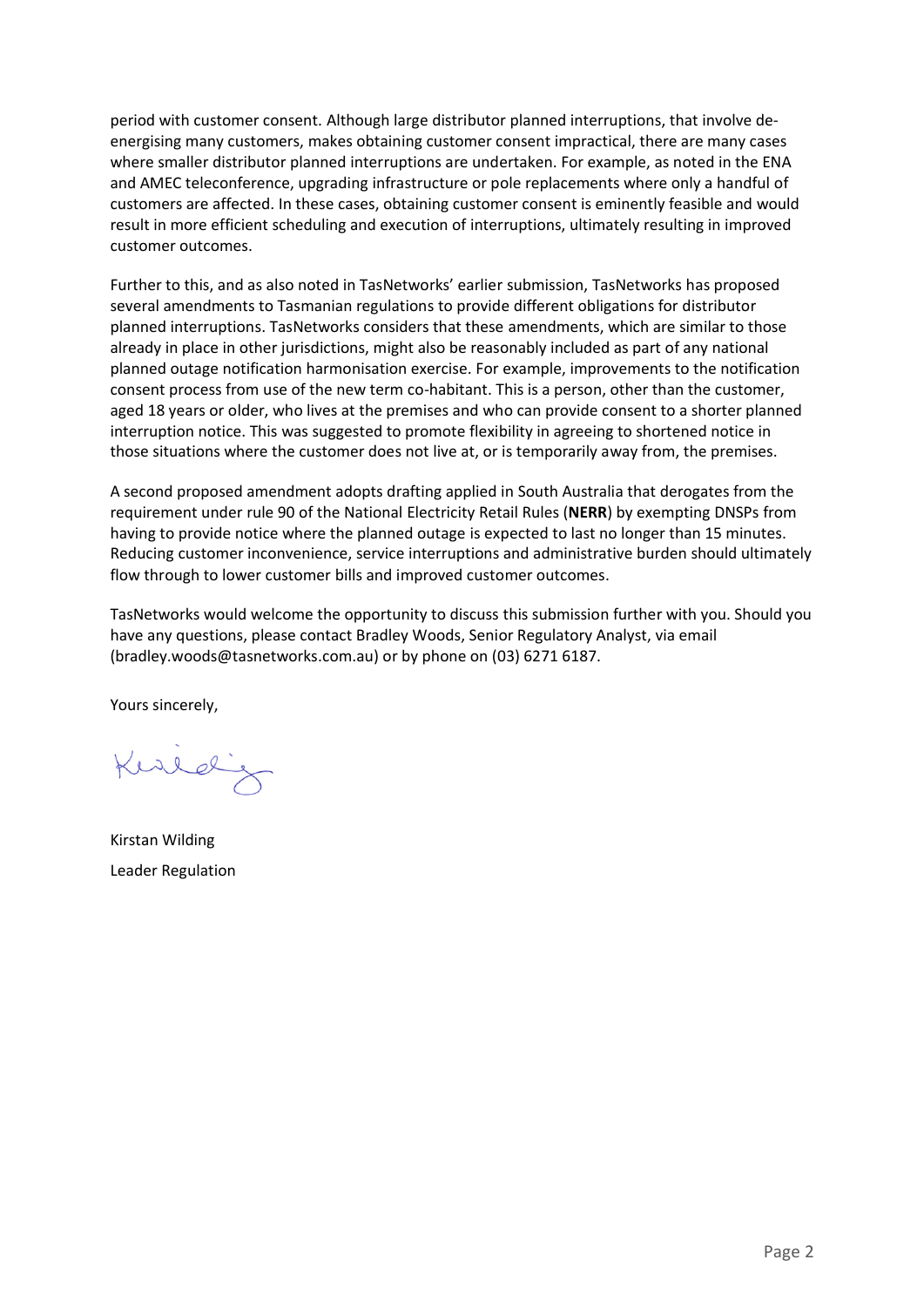period with customer consent. Although large distributor planned interruptions, that involve de-energising many customers, makes obtaining customer consent impractical, there are many cases where smaller distributor planned interruptions are undertaken. For example, as noted in the ENA and AMEC teleconference, upgrading infrastructure or pole replacements where only a handful of customers are affected. In these cases, obtaining customer consent is eminently feasible and would result in more efficient scheduling and execution of interruptions, ultimately resulting in improved customer outcomes.

Further to this, and as also noted in TasNetworks' earlier submission, TasNetworks has proposed several amendments to Tasmanian regulations to provide different obligations for distributor planned interruptions. TasNetworks considers that these amendments, which are similar to those already in place in other jurisdictions, might also be reasonably included as part of any national planned outage notification harmonisation exercise. For example, improvements to the notification consent process from use of the new term co-habitant. This is a person, other than the customer, aged 18 years or older, who lives at the premises and who can provide consent to a shorter planned interruption notice. This was suggested to promote flexibility in agreeing to shortened notice in those situations where the customer does not live at, or is temporarily away from, the premises.

A second proposed amendment adopts drafting applied in South Australia that derogates from the requirement under rule 90 of the National Electricity Retail Rules (**NERR**) by exempting DNSPs from having to provide notice where the planned outage is expected to last no longer than 15 minutes. Reducing customer inconvenience, service interruptions and administrative burden should ultimately flow through to lower customer bills and improved customer outcomes.

TasNetworks would welcome the opportunity to discuss this submission further with you. Should you have any questions, please contact Bradley Woods, Senior Regulatory Analyst, via email (bradley.woods@tasnetworks.com.au) or by phone on (03) 6271 6187.

Yours sincerely,

Kirstan Wilding
Leader Regulation